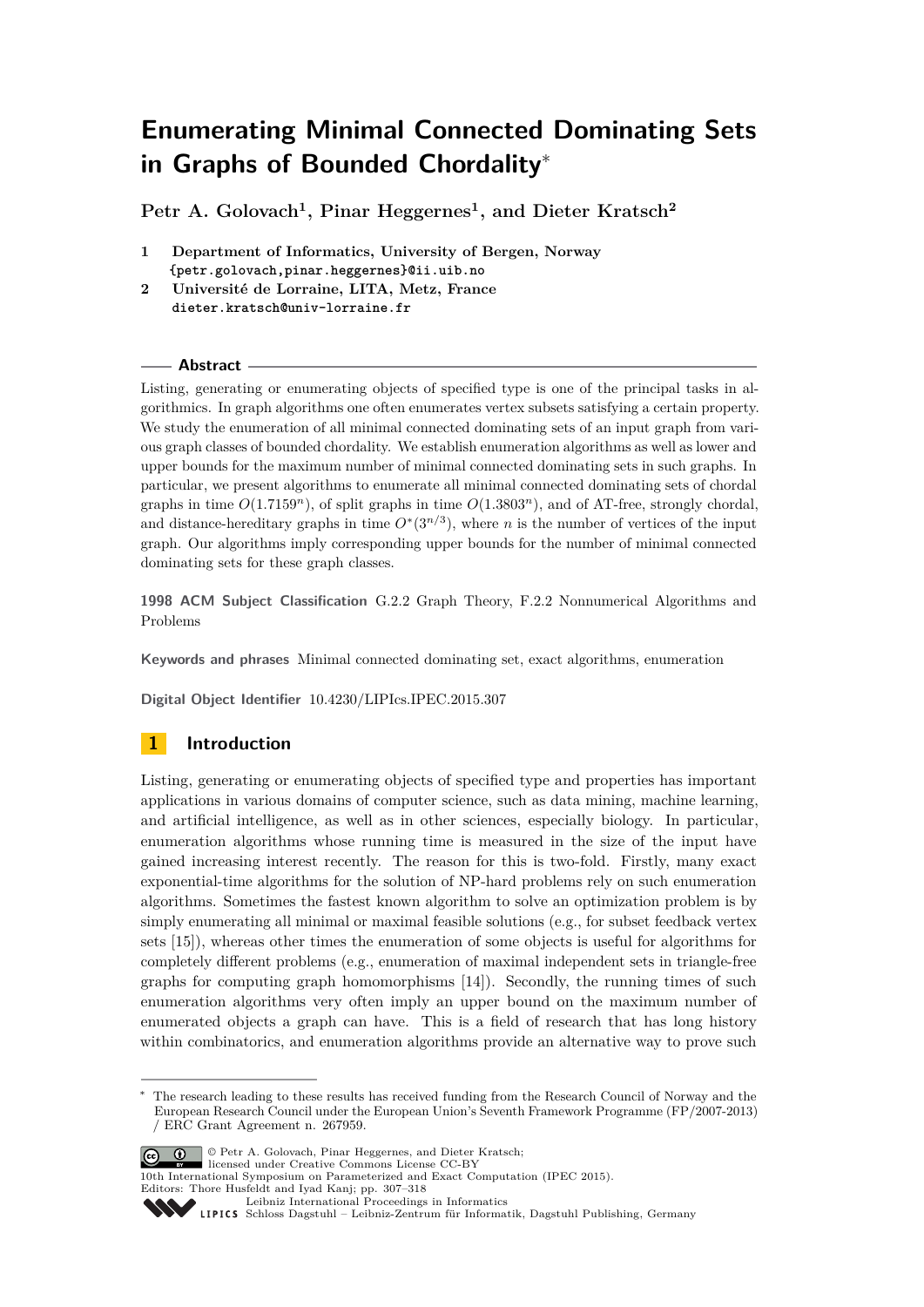# Enumerating Minimal Connected Dominating Sets in Graphs of Bounded Chordality*

**Petr A. Golovach[1], Pinar Heggernes[1], and Dieter Kratsch[2]**

1 **Department of Informatics, University of Bergen, Norway**
{petr.golovach,pinar.heggernes}@ii.uib.no

2 **Université de Lorraine, LITA, Metz, France**
dieter.kratsch@univ-lorraine.fr

## Abstract

Listing, generating or enumerating objects of specified type is one of the principal tasks in algorithmics. In graph algorithms one often enumerates vertex subsets satisfying a certain property. We study the enumeration of all minimal connected dominating sets of an input graph from various graph classes of bounded chordality. We establish enumeration algorithms as well as lower and upper bounds for the maximum number of minimal connected dominating sets in such graphs. In particular, we present algorithms to enumerate all minimal connected dominating sets of chordal graphs in time $O(1.7159^n)$, of split graphs in time $O(1.3803^n)$, and of AT-free, strongly chordal, and distance-hereditary graphs in time $O^*(3^{n/3})$, where $n$ is the number of vertices of the input graph. Our algorithms imply corresponding upper bounds for the number of minimal connected dominating sets for these graph classes.

**1998 ACM Subject Classification** G.2.2 Graph Theory, F.2.2 Nonnumerical Algorithms and Problems

**Keywords and phrases** Minimal connected dominating set, exact algorithms, enumeration

**Digital Object Identifier** 10.4230/LIPIcs.IPEC.2015.307

## 1 Introduction

Listing, generating or enumerating objects of specified type and properties has important applications in various domains of computer science, such as data mining, machine learning, and artificial intelligence, as well as in other sciences, especially biology. In particular, enumeration algorithms whose running time is measured in the size of the input have gained increasing interest recently. The reason for this is two-fold. Firstly, many exact exponential-time algorithms for the solution of NP-hard problems rely on such enumeration algorithms. Sometimes the fastest known algorithm to solve an optimization problem is by simply enumerating all minimal or maximal feasible solutions (e.g., for subset feedback vertex sets [15]), whereas other times the enumeration of some objects is useful for algorithms for completely different problems (e.g., enumeration of maximal independent sets in triangle-free graphs for computing graph homomorphisms [14]). Secondly, the running times of such enumeration algorithms very often imply an upper bound on the maximum number of enumerated objects a graph can have. This is a field of research that has long history within combinatorics, and enumeration algorithms provide an alternative way to prove such

* The research leading to these results has received funding from the Research Council of Norway and the European Research Council under the European Union's Seventh Framework Programme (FP/2007-2013) / ERC Grant Agreement n. 267959.

© Petr A. Golovach, Pinar Heggernes, and Dieter Kratsch;
licensed under Creative Commons License CC-BY
10th International Symposium on Parameterized and Exact Computation (IPEC 2015).
Editors: Thore Husfeldt and Iyad Kanj; pp. 307–318
Leibniz International Proceedings in Informatics
Schloss Dagstuhl – Leibniz-Zentrum für Informatik, Dagstuhl Publishing, Germany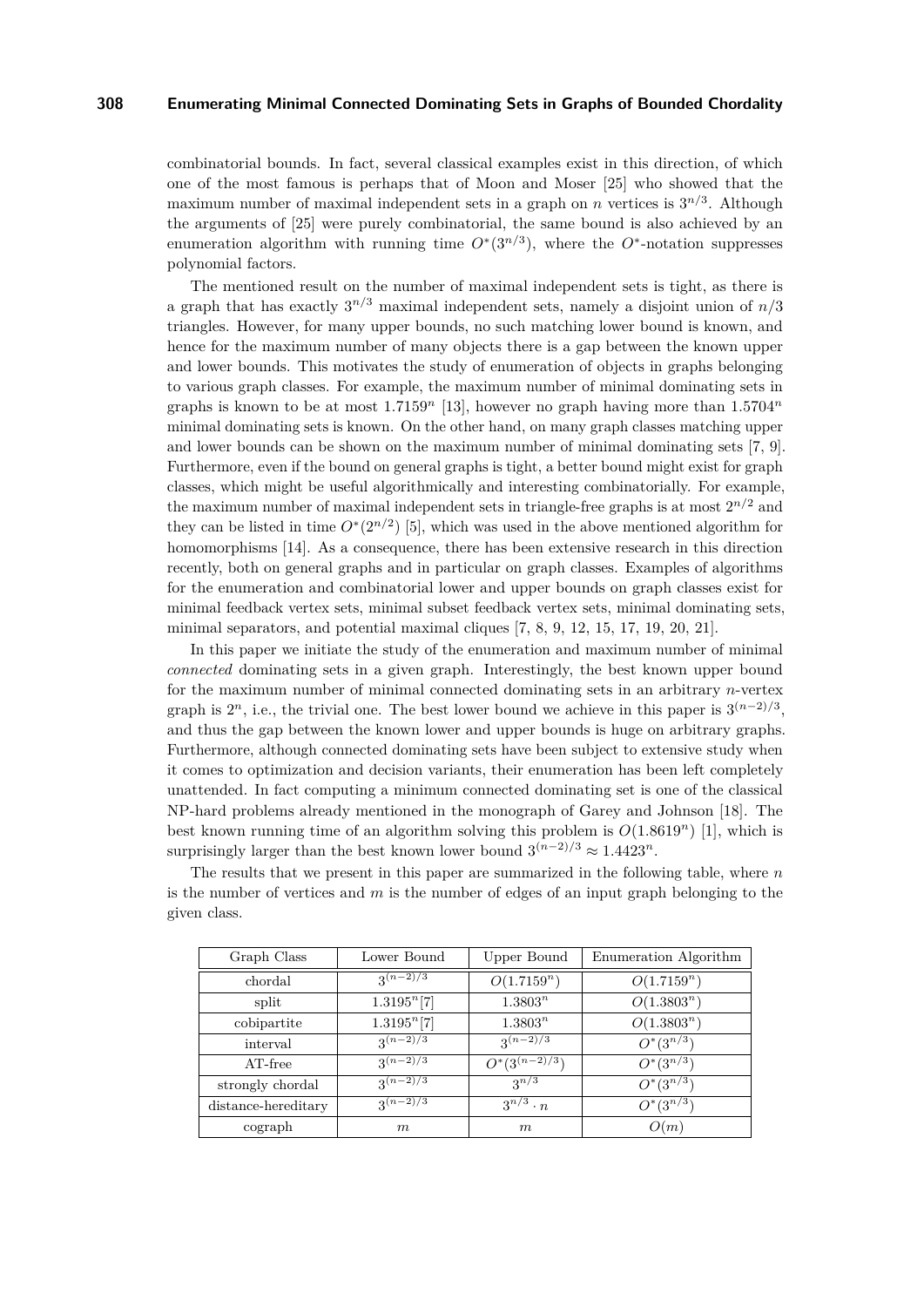combinatorial bounds. In fact, several classical examples exist in this direction, of which one of the most famous is perhaps that of Moon and Moser [25] who showed that the maximum number of maximal independent sets in a graph on $n$ vertices is $3^{n/3}$. Although the arguments of [25] were purely combinatorial, the same bound is also achieved by an enumeration algorithm with running time $O^*(3^{n/3})$, where the $O^*$-notation suppresses polynomial factors.

The mentioned result on the number of maximal independent sets is tight, as there is a graph that has exactly $3^{n/3}$ maximal independent sets, namely a disjoint union of $n/3$ triangles. However, for many upper bounds, no such matching lower bound is known, and hence for the maximum number of many objects there is a gap between the known upper and lower bounds. This motivates the study of enumeration of objects in graphs belonging to various graph classes. For example, the maximum number of minimal dominating sets in graphs is known to be at most $1.7159^n$ [13], however no graph having more than $1.5704^n$ minimal dominating sets is known. On the other hand, on many graph classes matching upper and lower bounds can be shown on the maximum number of minimal dominating sets [7, 9]. Furthermore, even if the bound on general graphs is tight, a better bound might exist for graph classes, which might be useful algorithmically and interesting combinatorially. For example, the maximum number of maximal independent sets in triangle-free graphs is at most $2^{n/2}$ and they can be listed in time $O^*(2^{n/2})$ [5], which was used in the above mentioned algorithm for homomorphisms [14]. As a consequence, there has been extensive research in this direction recently, both on general graphs and in particular on graph classes. Examples of algorithms for the enumeration and combinatorial lower and upper bounds on graph classes exist for minimal feedback vertex sets, minimal subset feedback vertex sets, minimal dominating sets, minimal separators, and potential maximal cliques [7, 8, 9, 12, 15, 17, 19, 20, 21].

In this paper we initiate the study of the enumeration and maximum number of minimal *connected* dominating sets in a given graph. Interestingly, the best known upper bound for the maximum number of minimal connected dominating sets in an arbitrary $n$-vertex graph is $2^n$, i.e., the trivial one. The best lower bound we achieve in this paper is $3^{(n-2)/3}$, and thus the gap between the known lower and upper bounds is huge on arbitrary graphs. Furthermore, although connected dominating sets have been subject to extensive study when it comes to optimization and decision variants, their enumeration has been left completely unattended. In fact computing a minimum connected dominating set is one of the classical NP-hard problems already mentioned in the monograph of Garey and Johnson [18]. The best known running time of an algorithm solving this problem is $O(1.8619^n)$ [1], which is surprisingly larger than the best known lower bound $3^{(n-2)/3} \approx 1.4423^n$.

The results that we present in this paper are summarized in the following table, where $n$ is the number of vertices and $m$ is the number of edges of an input graph belonging to the given class.

| Graph Class | Lower Bound | Upper Bound | Enumeration Algorithm |
|---|---|---|---|
| chordal | $3^{(n-2)/3}$ | $O(1.7159^n)$ | $O(1.7159^n)$ |
| split | $1.3195^n$[7] | $1.3803^n$ | $O(1.3803^n)$ |
| cobipartite | $1.3195^n$[7] | $1.3803^n$ | $O(1.3803^n)$ |
| interval | $3^{(n-2)/3}$ | $3^{(n-2)/3}$ | $O^*(3^{n/3})$ |
| AT-free | $3^{(n-2)/3}$ | $O^*(3^{(n-2)/3})$ | $O^*(3^{n/3})$ |
| strongly chordal | $3^{(n-2)/3}$ | $3^{n/3}$ | $O^*(3^{n/3})$ |
| distance-hereditary | $3^{(n-2)/3}$ | $3^{n/3} \cdot n$ | $O^*(3^{n/3})$ |
| cograph | $m$ | $m$ | $O(m)$ |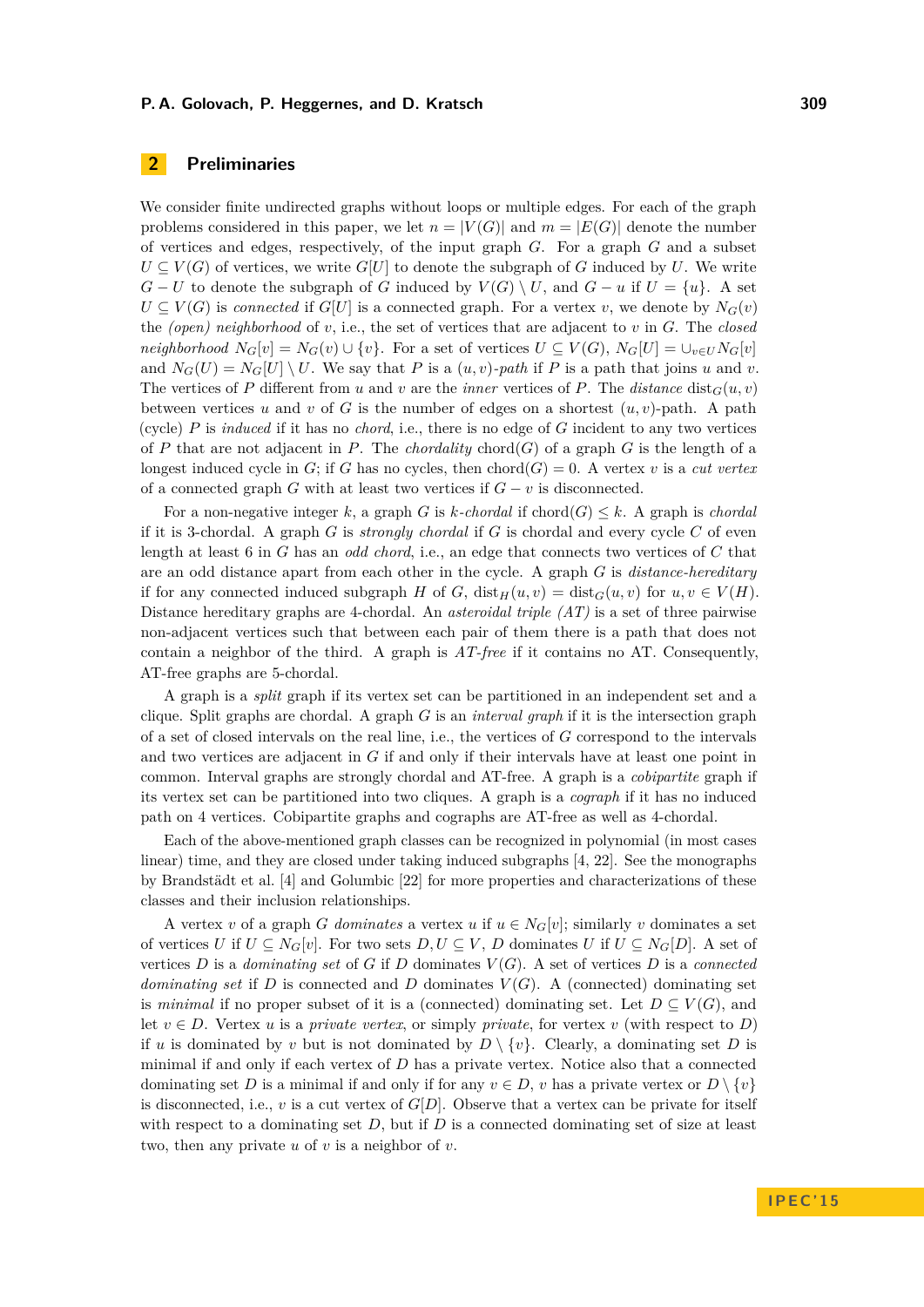## 2 Preliminaries

We consider finite undirected graphs without loops or multiple edges. For each of the graph problems considered in this paper, we let $n = |V(G)|$ and $m = |E(G)|$ denote the number of vertices and edges, respectively, of the input graph $G$. For a graph $G$ and a subset $U \subseteq V(G)$ of vertices, we write $G[U]$ to denote the subgraph of $G$ induced by $U$. We write $G - U$ to denote the subgraph of $G$ induced by $V(G) \setminus U$, and $G - u$ if $U = \{u\}$. A set $U \subseteq V(G)$ is *connected* if $G[U]$ is a connected graph. For a vertex $v$, we denote by $N_G(v)$ the *(open) neighborhood* of $v$, i.e., the set of vertices that are adjacent to $v$ in $G$. The *closed neighborhood* $N_G[v] = N_G(v) \cup \{v\}$. For a set of vertices $U \subseteq V(G)$, $N_G[U] = \cup_{v \in U} N_G[v]$ and $N_G(U) = N_G[U] \setminus U$. We say that $P$ is a *$(u,v)$-path* if $P$ is a path that joins $u$ and $v$. The vertices of $P$ different from $u$ and $v$ are the *inner* vertices of $P$. The *distance* $\text{dist}_G(u,v)$ between vertices $u$ and $v$ of $G$ is the number of edges on a shortest $(u,v)$-path. A path (cycle) $P$ is *induced* if it has no *chord*, i.e., there is no edge of $G$ incident to any two vertices of $P$ that are not adjacent in $P$. The *chordality* $\text{chord}(G)$ of a graph $G$ is the length of a longest induced cycle in $G$; if $G$ has no cycles, then $\text{chord}(G) = 0$. A vertex $v$ is a *cut vertex* of a connected graph $G$ with at least two vertices if $G - v$ is disconnected.

For a non-negative integer $k$, a graph $G$ is *$k$-chordal* if $\text{chord}(G) \leq k$. A graph is *chordal* if it is 3-chordal. A graph $G$ is *strongly chordal* if $G$ is chordal and every cycle $C$ of even length at least 6 in $G$ has an *odd chord*, i.e., an edge that connects two vertices of $C$ that are an odd distance apart from each other in the cycle. A graph $G$ is *distance-hereditary* if for any connected induced subgraph $H$ of $G$, $\text{dist}_H(u,v) = \text{dist}_G(u,v)$ for $u, v \in V(H)$. Distance hereditary graphs are 4-chordal. An *asteroidal triple (AT)* is a set of three pairwise non-adjacent vertices such that between each pair of them there is a path that does not contain a neighbor of the third. A graph is *AT-free* if it contains no AT. Consequently, AT-free graphs are 5-chordal.

A graph is a *split* graph if its vertex set can be partitioned in an independent set and a clique. Split graphs are chordal. A graph $G$ is an *interval graph* if it is the intersection graph of a set of closed intervals on the real line, i.e., the vertices of $G$ correspond to the intervals and two vertices are adjacent in $G$ if and only if their intervals have at least one point in common. Interval graphs are strongly chordal and AT-free. A graph is a *cobipartite* graph if its vertex set can be partitioned into two cliques. A graph is a *cograph* if it has no induced path on 4 vertices. Cobipartite graphs and cographs are AT-free as well as 4-chordal.

Each of the above-mentioned graph classes can be recognized in polynomial (in most cases linear) time, and they are closed under taking induced subgraphs [4, 22]. See the monographs by Brandstädt et al. [4] and Golumbic [22] for more properties and characterizations of these classes and their inclusion relationships.

A vertex $v$ of a graph $G$ *dominates* a vertex $u$ if $u \in N_G[v]$; similarly $v$ dominates a set of vertices $U$ if $U \subseteq N_G[v]$. For two sets $D, U \subseteq V$, $D$ dominates $U$ if $U \subseteq N_G[D]$. A set of vertices $D$ is a *dominating set* of $G$ if $D$ dominates $V(G)$. A set of vertices $D$ is a *connected dominating set* if $D$ is connected and $D$ dominates $V(G)$. A (connected) dominating set is *minimal* if no proper subset of it is a (connected) dominating set. Let $D \subseteq V(G)$, and let $v \in D$. Vertex $u$ is a *private vertex*, or simply *private*, for vertex $v$ (with respect to $D$) if $u$ is dominated by $v$ but is not dominated by $D \setminus \{v\}$. Clearly, a dominating set $D$ is minimal if and only if each vertex of $D$ has a private vertex. Notice also that a connected dominating set $D$ is a minimal if and only if for any $v \in D$, $v$ has a private vertex or $D \setminus \{v\}$ is disconnected, i.e., $v$ is a cut vertex of $G[D]$. Observe that a vertex can be private for itself with respect to a dominating set $D$, but if $D$ is a connected dominating set of size at least two, then any private $u$ of $v$ is a neighbor of $v$.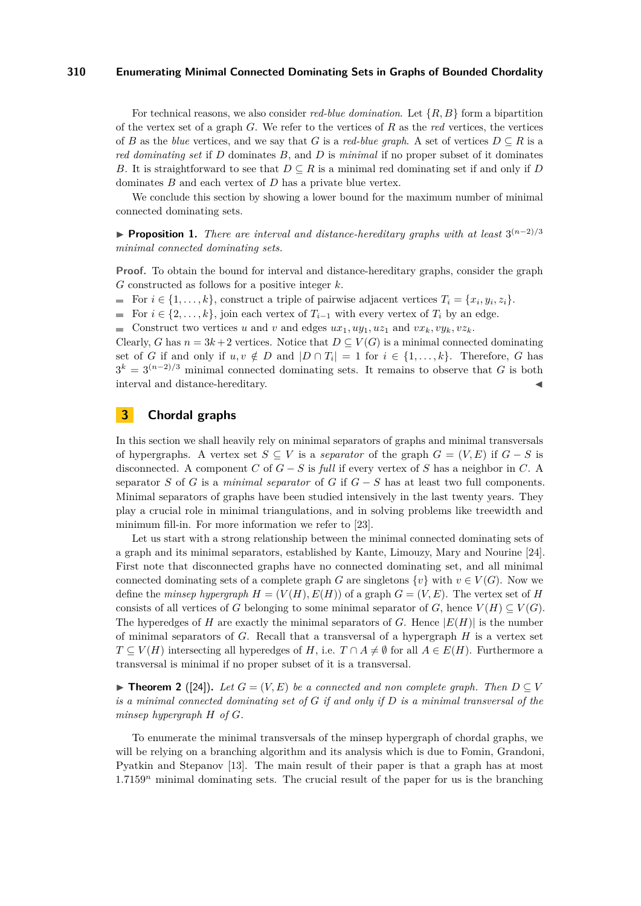For technical reasons, we also consider *red-blue domination*. Let $\{R, B\}$ form a bipartition of the vertex set of a graph $G$. We refer to the vertices of $R$ as the *red* vertices, the vertices of $B$ as the *blue* vertices, and we say that $G$ is a *red-blue graph*. A set of vertices $D \subseteq R$ is a *red dominating set* if $D$ dominates $B$, and $D$ is *minimal* if no proper subset of it dominates $B$. It is straightforward to see that $D \subseteq R$ is a minimal red dominating set if and only if $D$ dominates $B$ and each vertex of $D$ has a private blue vertex.

We conclude this section by showing a lower bound for the maximum number of minimal connected dominating sets.

▶ **Proposition 1.** *There are interval and distance-hereditary graphs with at least $3^{(n-2)/3}$ minimal connected dominating sets.*

**Proof.** To obtain the bound for interval and distance-hereditary graphs, consider the graph $G$ constructed as follows for a positive integer $k$.

- For $i \in \{1, \ldots, k\}$, construct a triple of pairwise adjacent vertices $T_i = \{x_i, y_i, z_i\}$.
- For $i \in \{2, \ldots, k\}$, join each vertex of $T_{i-1}$ with every vertex of $T_i$ by an edge.
- Construct two vertices $u$ and $v$ and edges $ux_1, uy_1, uz_1$ and $vx_k, vy_k, vz_k$.

Clearly, $G$ has $n = 3k+2$ vertices. Notice that $D \subseteq V(G)$ is a minimal connected dominating set of $G$ if and only if $u, v \notin D$ and $|D \cap T_i| = 1$ for $i \in \{1, \ldots, k\}$. Therefore, $G$ has $3^k = 3^{(n-2)/3}$ minimal connected dominating sets. It remains to observe that $G$ is both interval and distance-hereditary. ◀

## 3 Chordal graphs

In this section we shall heavily rely on minimal separators of graphs and minimal transversals of hypergraphs. A vertex set $S \subseteq V$ is a *separator* of the graph $G = (V, E)$ if $G - S$ is disconnected. A component $C$ of $G - S$ is *full* if every vertex of $S$ has a neighbor in $C$. A separator $S$ of $G$ is a *minimal separator* of $G$ if $G - S$ has at least two full components. Minimal separators of graphs have been studied intensively in the last twenty years. They play a crucial role in minimal triangulations, and in solving problems like treewidth and minimum fill-in. For more information we refer to [23].

Let us start with a strong relationship between the minimal connected dominating sets of a graph and its minimal separators, established by Kante, Limouzy, Mary and Nourine [24]. First note that disconnected graphs have no connected dominating set, and all minimal connected dominating sets of a complete graph $G$ are singletons $\{v\}$ with $v \in V(G)$. Now we define the *minsep hypergraph* $H = (V(H), E(H))$ of a graph $G = (V, E)$. The vertex set of $H$ consists of all vertices of $G$ belonging to some minimal separator of $G$, hence $V(H) \subseteq V(G)$. The hyperedges of $H$ are exactly the minimal separators of $G$. Hence $|E(H)|$ is the number of minimal separators of $G$. Recall that a transversal of a hypergraph $H$ is a vertex set $T \subseteq V(H)$ intersecting all hyperedges of $H$, i.e. $T \cap A \neq \emptyset$ for all $A \in E(H)$. Furthermore a transversal is minimal if no proper subset of it is a transversal.

▶ **Theorem 2** ([24]). *Let $G = (V, E)$ be a connected and non complete graph. Then $D \subseteq V$ is a minimal connected dominating set of $G$ if and only if $D$ is a minimal transversal of the minsep hypergraph $H$ of $G$.*

To enumerate the minimal transversals of the minsep hypergraph of chordal graphs, we will be relying on a branching algorithm and its analysis which is due to Fomin, Grandoni, Pyatkin and Stepanov [13]. The main result of their paper is that a graph has at most $1.7159^n$ minimal dominating sets. The crucial result of the paper for us is the branching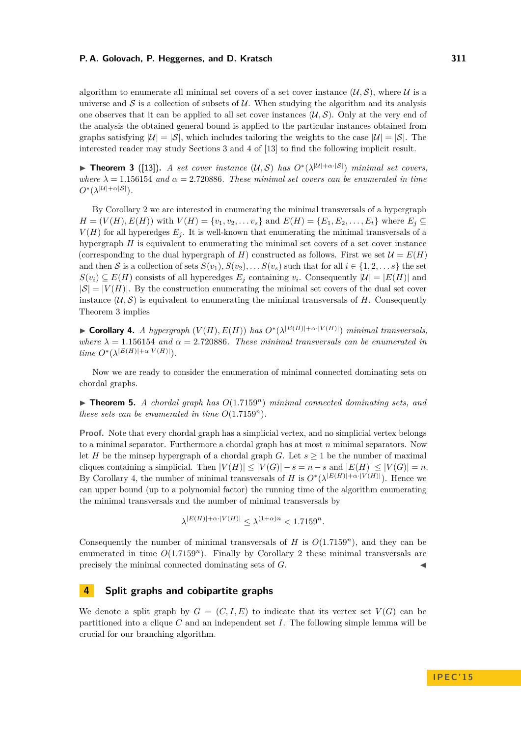algorithm to enumerate all minimal set covers of a set cover instance $(\mathcal{U}, \mathcal{S})$, where $\mathcal{U}$ is a universe and $\mathcal{S}$ is a collection of subsets of $\mathcal{U}$. When studying the algorithm and its analysis one observes that it can be applied to all set cover instances $(\mathcal{U}, \mathcal{S})$. Only at the very end of the analysis the obtained general bound is applied to the particular instances obtained from graphs satisfying $|\mathcal{U}| = |\mathcal{S}|$, which includes tailoring the weights to the case $|\mathcal{U}| = |\mathcal{S}|$. The interested reader may study Sections 3 and 4 of [13] to find the following implicit result.

▶ **Theorem 3** ([13]). *A set cover instance $(\mathcal{U}, \mathcal{S})$ has $O^*(\lambda^{|\mathcal{U}|+\alpha\cdot|\mathcal{S}|})$ minimal set covers, where $\lambda = 1.156154$ and $\alpha = 2.720886$. These minimal set covers can be enumerated in time $O^*(\lambda^{|\mathcal{U}|+\alpha|\mathcal{S}|})$.*

By Corollary 2 we are interested in enumerating the minimal transversals of a hypergraph $H = (V(H), E(H))$ with $V(H) = \{v_1, v_2, \ldots v_s\}$ and $E(H) = \{E_1, E_2, \ldots, E_t\}$ where $E_j \subseteq V(H)$ for all hyperedges $E_j$. It is well-known that enumerating the minimal transversals of a hypergraph $H$ is equivalent to enumerating the minimal set covers of a set cover instance (corresponding to the dual hypergraph of $H$) constructed as follows. First we set $\mathcal{U} = E(H)$ and then $\mathcal{S}$ is a collection of sets $S(v_1), S(v_2), \ldots S(v_s)$ such that for all $i \in \{1, 2, \ldots s\}$ the set $S(v_i) \subseteq E(H)$ consists of all hyperedges $E_j$ containing $v_i$. Consequently $|\mathcal{U}| = |E(H)|$ and $|\mathcal{S}| = |V(H)|$. By the construction enumerating the minimal set covers of the dual set cover instance $(\mathcal{U}, \mathcal{S})$ is equivalent to enumerating the minimal transversals of $H$. Consequently Theorem 3 implies

▶ **Corollary 4.** *A hypergraph $(V(H), E(H))$ has $O^*(\lambda^{|E(H)|+\alpha\cdot|V(H)|})$ minimal transversals, where $\lambda = 1.156154$ and $\alpha = 2.720886$. These minimal transversals can be enumerated in time $O^*(\lambda^{|E(H)|+\alpha|V(H)|})$.*

Now we are ready to consider the enumeration of minimal connected dominating sets on chordal graphs.

▶ **Theorem 5.** *A chordal graph has $O(1.7159^n)$ minimal connected dominating sets, and these sets can be enumerated in time $O(1.7159^n)$.*

**Proof.** Note that every chordal graph has a simplicial vertex, and no simplicial vertex belongs to a minimal separator. Furthermore a chordal graph has at most $n$ minimal separators. Now let $H$ be the minsep hypergraph of a chordal graph $G$. Let $s \geq 1$ be the number of maximal cliques containing a simplicial. Then $|V(H)| \leq |V(G)| - s = n - s$ and $|E(H)| \leq |V(G)| = n$. By Corollary 4, the number of minimal transversals of $H$ is $O^*(\lambda^{|E(H)|+\alpha\cdot|V(H)|})$. Hence we can upper bound (up to a polynomial factor) the running time of the algorithm enumerating the minimal transversals and the number of minimal transversals by

$$\lambda^{|E(H)|+\alpha\cdot|V(H)|} \leq \lambda^{(1+\alpha)n} < 1.7159^n.$$

Consequently the number of minimal transversals of $H$ is $O(1.7159^n)$, and they can be enumerated in time $O(1.7159^n)$. Finally by Corollary 2 these minimal transversals are precisely the minimal connected dominating sets of $G$. ◀

## 4 Split graphs and cobipartite graphs

We denote a split graph by $G = (C, I, E)$ to indicate that its vertex set $V(G)$ can be partitioned into a clique $C$ and an independent set $I$. The following simple lemma will be crucial for our branching algorithm.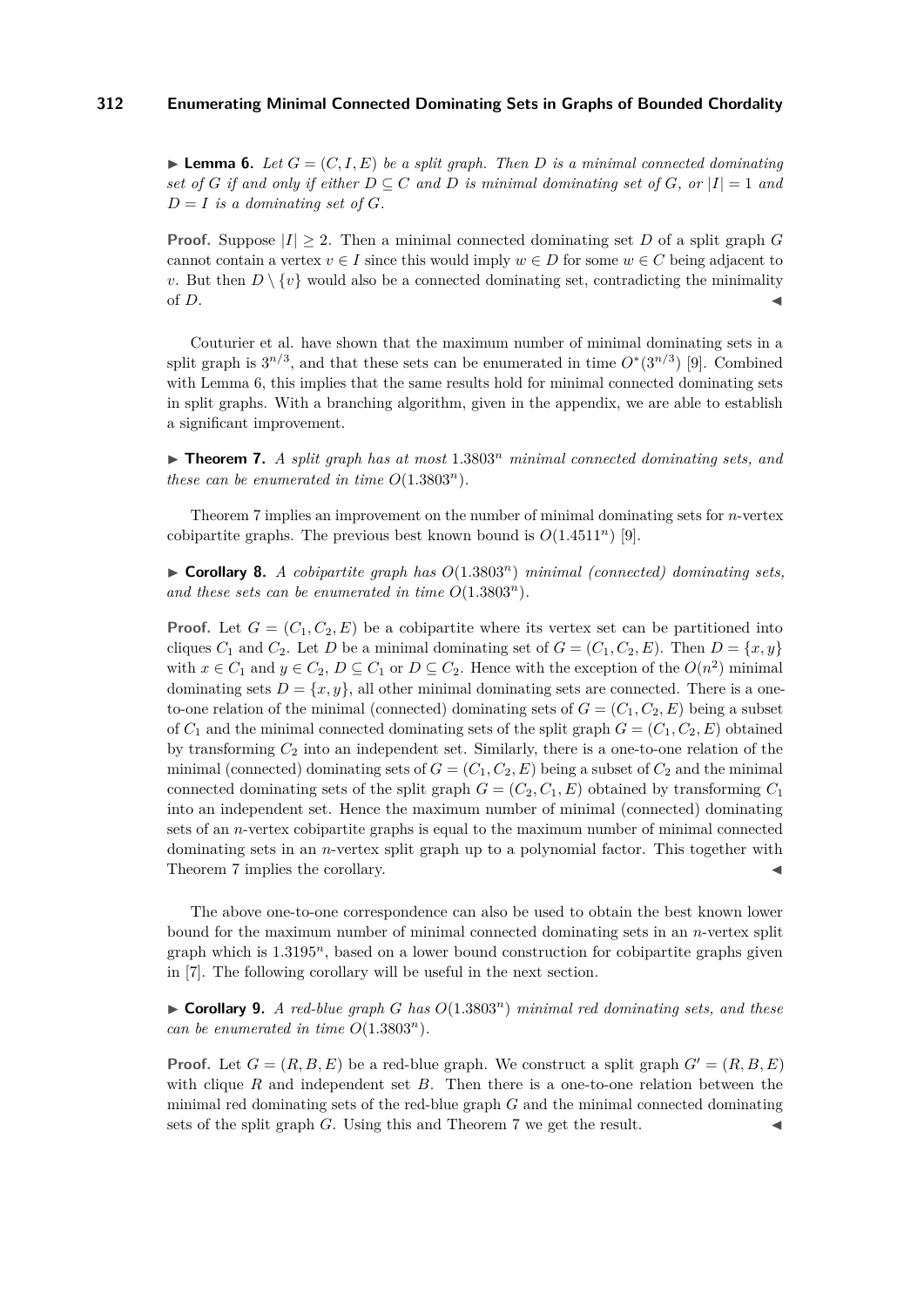▶ **Lemma 6.** *Let $G = (C, I, E)$ be a split graph. Then $D$ is a minimal connected dominating set of $G$ if and only if either $D \subseteq C$ and $D$ is minimal dominating set of $G$, or $|I| = 1$ and $D = I$ is a dominating set of $G$.*

**Proof.** Suppose $|I| \geq 2$. Then a minimal connected dominating set $D$ of a split graph $G$ cannot contain a vertex $v \in I$ since this would imply $w \in D$ for some $w \in C$ being adjacent to $v$. But then $D \setminus \{v\}$ would also be a connected dominating set, contradicting the minimality of $D$. ◀

Couturier et al. have shown that the maximum number of minimal dominating sets in a split graph is $3^{n/3}$, and that these sets can be enumerated in time $O^*(3^{n/3})$ [9]. Combined with Lemma 6, this implies that the same results hold for minimal connected dominating sets in split graphs. With a branching algorithm, given in the appendix, we are able to establish a significant improvement.

▶ **Theorem 7.** *A split graph has at most $1.3803^n$ minimal connected dominating sets, and these can be enumerated in time $O(1.3803^n)$.*

Theorem 7 implies an improvement on the number of minimal dominating sets for $n$-vertex cobipartite graphs. The previous best known bound is $O(1.4511^n)$ [9].

▶ **Corollary 8.** *A cobipartite graph has $O(1.3803^n)$ minimal (connected) dominating sets, and these sets can be enumerated in time $O(1.3803^n)$.*

**Proof.** Let $G = (C_1, C_2, E)$ be a cobipartite where its vertex set can be partitioned into cliques $C_1$ and $C_2$. Let $D$ be a minimal dominating set of $G = (C_1, C_2, E)$. Then $D = \{x, y\}$ with $x \in C_1$ and $y \in C_2$, $D \subseteq C_1$ or $D \subseteq C_2$. Hence with the exception of the $O(n^2)$ minimal dominating sets $D = \{x, y\}$, all other minimal dominating sets are connected. There is a one-to-one relation of the minimal (connected) dominating sets of $G = (C_1, C_2, E)$ being a subset of $C_1$ and the minimal connected dominating sets of the split graph $G = (C_1, C_2, E)$ obtained by transforming $C_2$ into an independent set. Similarly, there is a one-to-one relation of the minimal (connected) dominating sets of $G = (C_1, C_2, E)$ being a subset of $C_2$ and the minimal connected dominating sets of the split graph $G = (C_2, C_1, E)$ obtained by transforming $C_1$ into an independent set. Hence the maximum number of minimal (connected) dominating sets of an $n$-vertex cobipartite graphs is equal to the maximum number of minimal connected dominating sets in an $n$-vertex split graph up to a polynomial factor. This together with Theorem 7 implies the corollary. ◀

The above one-to-one correspondence can also be used to obtain the best known lower bound for the maximum number of minimal connected dominating sets in an $n$-vertex split graph which is $1.3195^n$, based on a lower bound construction for cobipartite graphs given in [7]. The following corollary will be useful in the next section.

▶ **Corollary 9.** *A red-blue graph $G$ has $O(1.3803^n)$ minimal red dominating sets, and these can be enumerated in time $O(1.3803^n)$.*

**Proof.** Let $G = (R, B, E)$ be a red-blue graph. We construct a split graph $G' = (R, B, E)$ with clique $R$ and independent set $B$. Then there is a one-to-one relation between the minimal red dominating sets of the red-blue graph $G$ and the minimal connected dominating sets of the split graph $G$. Using this and Theorem 7 we get the result. ◀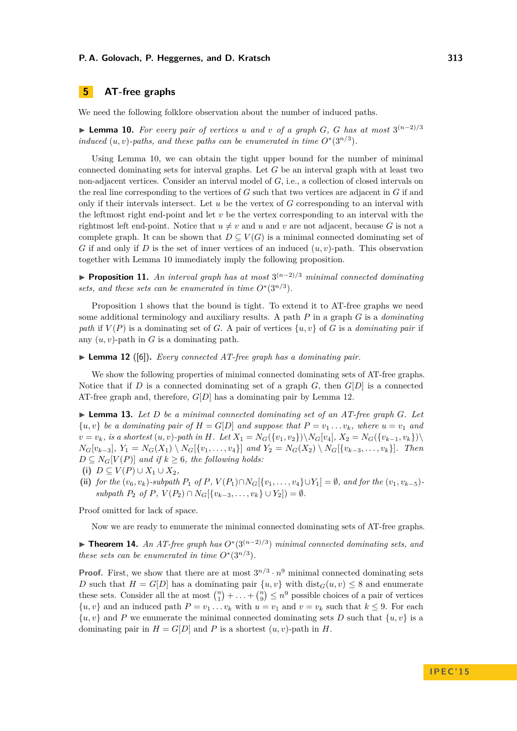## 5 AT-free graphs

We need the following folklore observation about the number of induced paths.

▶ **Lemma 10.** *For every pair of vertices $u$ and $v$ of a graph $G$, $G$ has at most $3^{(n-2)/3}$ induced $(u,v)$-paths, and these paths can be enumerated in time $O^*(3^{n/3})$.*

Using Lemma 10, we can obtain the tight upper bound for the number of minimal connected dominating sets for interval graphs. Let $G$ be an interval graph with at least two non-adjacent vertices. Consider an interval model of $G$, i.e., a collection of closed intervals on the real line corresponding to the vertices of $G$ such that two vertices are adjacent in $G$ if and only if their intervals intersect. Let $u$ be the vertex of $G$ corresponding to an interval with the leftmost right end-point and let $v$ be the vertex corresponding to an interval with the rightmost left end-point. Notice that $u \neq v$ and $u$ and $v$ are not adjacent, because $G$ is not a complete graph. It can be shown that $D \subseteq V(G)$ is a minimal connected dominating set of $G$ if and only if $D$ is the set of inner vertices of an induced $(u,v)$-path. This observation together with Lemma 10 immediately imply the following proposition.

▶ **Proposition 11.** *An interval graph has at most $3^{(n-2)/3}$ minimal connected dominating sets, and these sets can be enumerated in time $O^*(3^{n/3})$.*

Proposition 1 shows that the bound is tight. To extend it to AT-free graphs we need some additional terminology and auxiliary results. A path $P$ in a graph $G$ is a *dominating path* if $V(P)$ is a dominating set of $G$. A pair of vertices $\{u,v\}$ of $G$ is a *dominating pair* if any $(u,v)$-path in $G$ is a dominating path.

▶ **Lemma 12** ([6])**.** *Every connected AT-free graph has a dominating pair.*

We show the following properties of minimal connected dominating sets of AT-free graphs. Notice that if $D$ is a connected dominating set of a graph $G$, then $G[D]$ is a connected AT-free graph and, therefore, $G[D]$ has a dominating pair by Lemma 12.

▶ **Lemma 13.** *Let $D$ be a minimal connected dominating set of an AT-free graph $G$. Let $\{u,v\}$ be a dominating pair of $H = G[D]$ and suppose that $P = v_1 \dots v_k$, where $u = v_1$ and $v = v_k$, is a shortest $(u,v)$-path in $H$. Let $X_1 = N_G(\{v_1,v_2\}) \setminus N_G[v_4]$, $X_2 = N_G(\{v_{k-1},v_k\}) \setminus N_G[v_{k-3}]$, $Y_1 = N_G(X_1) \setminus N_G[\{v_1,\dots,v_4\}]$ and $Y_2 = N_G(X_2) \setminus N_G[\{v_{k-3},\dots,v_k\}]$. Then $D \subseteq N_G[V(P)]$ and if $k \geq 6$, the following holds:*

**(i)** *$D \subseteq V(P) \cup X_1 \cup X_2$,*

**(ii)** *for the $(v_6,v_k)$-subpath $P_1$ of $P$, $V(P_1) \cap N_G[\{v_1,\dots,v_4\} \cup Y_1] = \emptyset$, and for the $(v_1,v_{k-5})$-subpath $P_2$ of $P$, $V(P_2) \cap N_G[\{v_{k-3},\dots,v_k\} \cup Y_2]) = \emptyset$.*

Proof omitted for lack of space.

Now we are ready to enumerate the minimal connected dominating sets of AT-free graphs.

▶ **Theorem 14.** *An AT-free graph has $O^*(3^{(n-2)/3})$ minimal connected dominating sets, and these sets can be enumerated in time $O^*(3^{n/3})$.*

**Proof.** First, we show that there are at most $3^{n/3} \cdot n^9$ minimal connected dominating sets $D$ such that $H = G[D]$ has a dominating pair $\{u,v\}$ with $\text{dist}_G(u,v) \leq 8$ and enumerate these sets. Consider all the at most $\binom{n}{1} + \ldots + \binom{n}{9} \leq n^9$ possible choices of a pair of vertices $\{u,v\}$ and an induced path $P = v_1 \dots v_k$ with $u = v_1$ and $v = v_k$ such that $k \leq 9$. For each $\{u,v\}$ and $P$ we enumerate the minimal connected dominating sets $D$ such that $\{u,v\}$ is a dominating pair in $H = G[D]$ and $P$ is a shortest $(u,v)$-path in $H$.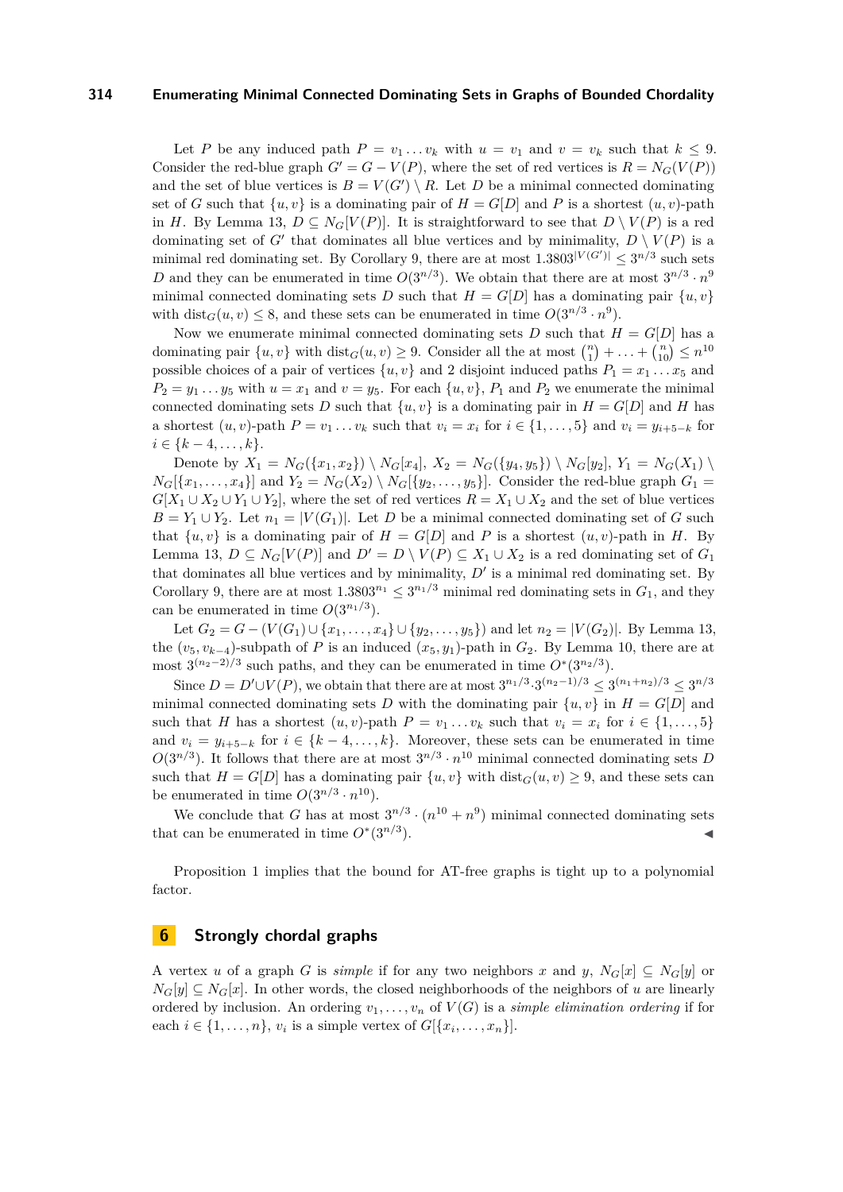Let $P$ be any induced path $P = v_1 \dots v_k$ with $u = v_1$ and $v = v_k$ such that $k \leq 9$. Consider the red-blue graph $G' = G - V(P)$, where the set of red vertices is $R = N_G(V(P))$ and the set of blue vertices is $B = V(G') \setminus R$. Let $D$ be a minimal connected dominating set of $G$ such that $\{u, v\}$ is a dominating pair of $H = G[D]$ and $P$ is a shortest $(u, v)$-path in $H$. By Lemma 13, $D \subseteq N_G[V(P)]$. It is straightforward to see that $D \setminus V(P)$ is a red dominating set of $G'$ that dominates all blue vertices and by minimality, $D \setminus V(P)$ is a minimal red dominating set. By Corollary 9, there are at most $1.3803^{|V(G')|} \leq 3^{n/3}$ such sets $D$ and they can be enumerated in time $O(3^{n/3})$. We obtain that there are at most $3^{n/3} \cdot n^9$ minimal connected dominating sets $D$ such that $H = G[D]$ has a dominating pair $\{u, v\}$ with $\text{dist}_G(u, v) \leq 8$, and these sets can be enumerated in time $O(3^{n/3} \cdot n^9)$.

Now we enumerate minimal connected dominating sets $D$ such that $H = G[D]$ has a dominating pair $\{u, v\}$ with $\text{dist}_G(u, v) \geq 9$. Consider all the at most $\binom{n}{1} + \ldots + \binom{n}{10} \leq n^{10}$ possible choices of a pair of vertices $\{u, v\}$ and 2 disjoint induced paths $P_1 = x_1 \dots x_5$ and $P_2 = y_1 \dots y_5$ with $u = x_1$ and $v = y_5$. For each $\{u, v\}$, $P_1$ and $P_2$ we enumerate the minimal connected dominating sets $D$ such that $\{u, v\}$ is a dominating pair in $H = G[D]$ and $H$ has a shortest $(u, v)$-path $P = v_1 \dots v_k$ such that $v_i = x_i$ for $i \in \{1, \dots, 5\}$ and $v_i = y_{i+5-k}$ for $i \in \{k-4, \dots, k\}$.

Denote by $X_1 = N_G(\{x_1, x_2\}) \setminus N_G[x_4]$, $X_2 = N_G(\{y_4, y_5\}) \setminus N_G[y_2]$, $Y_1 = N_G(X_1) \setminus N_G[\{x_1, \dots, x_4\}]$ and $Y_2 = N_G(X_2) \setminus N_G[\{y_2, \dots, y_5\}]$. Consider the red-blue graph $G_1 = G[X_1 \cup X_2 \cup Y_1 \cup Y_2]$, where the set of red vertices $R = X_1 \cup X_2$ and the set of blue vertices $B = Y_1 \cup Y_2$. Let $n_1 = |V(G_1)|$. Let $D$ be a minimal connected dominating set of $G$ such that $\{u, v\}$ is a dominating pair of $H = G[D]$ and $P$ is a shortest $(u, v)$-path in $H$. By Lemma 13, $D \subseteq N_G[V(P)]$ and $D' = D \setminus V(P) \subseteq X_1 \cup X_2$ is a red dominating set of $G_1$ that dominates all blue vertices and by minimality, $D'$ is a minimal red dominating set. By Corollary 9, there are at most $1.3803^{n_1} \leq 3^{n_1/3}$ minimal red dominating sets in $G_1$, and they can be enumerated in time $O(3^{n_1/3})$.

Let $G_2 = G - (V(G_1) \cup \{x_1, \dots, x_4\} \cup \{y_2, \dots, y_5\})$ and let $n_2 = |V(G_2)|$. By Lemma 13, the $(v_5, v_{k-4})$-subpath of $P$ is an induced $(x_5, y_1)$-path in $G_2$. By Lemma 10, there are at most $3^{(n_2-2)/3}$ such paths, and they can be enumerated in time $O^*(3^{n_2/3})$.

Since $D = D' \cup V(P)$, we obtain that there are at most $3^{n_1/3} \cdot 3^{(n_2-1)/3} \leq 3^{(n_1+n_2)/3} \leq 3^{n/3}$ minimal connected dominating sets $D$ with the dominating pair $\{u, v\}$ in $H = G[D]$ and such that $H$ has a shortest $(u, v)$-path $P = v_1 \dots v_k$ such that $v_i = x_i$ for $i \in \{1, \dots, 5\}$ and $v_i = y_{i+5-k}$ for $i \in \{k-4, \dots, k\}$. Moreover, these sets can be enumerated in time $O(3^{n/3})$. It follows that there are at most $3^{n/3} \cdot n^{10}$ minimal connected dominating sets $D$ such that $H = G[D]$ has a dominating pair $\{u, v\}$ with $\text{dist}_G(u, v) \geq 9$, and these sets can be enumerated in time $O(3^{n/3} \cdot n^{10})$.

We conclude that $G$ has at most $3^{n/3} \cdot (n^{10} + n^9)$ minimal connected dominating sets that can be enumerated in time $O^*(3^{n/3})$. ◀

Proposition 1 implies that the bound for AT-free graphs is tight up to a polynomial factor.

## 6 Strongly chordal graphs

A vertex $u$ of a graph $G$ is *simple* if for any two neighbors $x$ and $y$, $N_G[x] \subseteq N_G[y]$ or $N_G[y] \subseteq N_G[x]$. In other words, the closed neighborhoods of the neighbors of $u$ are linearly ordered by inclusion. An ordering $v_1, \dots, v_n$ of $V(G)$ is a *simple elimination ordering* if for each $i \in \{1, \dots, n\}$, $v_i$ is a simple vertex of $G[\{x_i, \dots, x_n\}]$.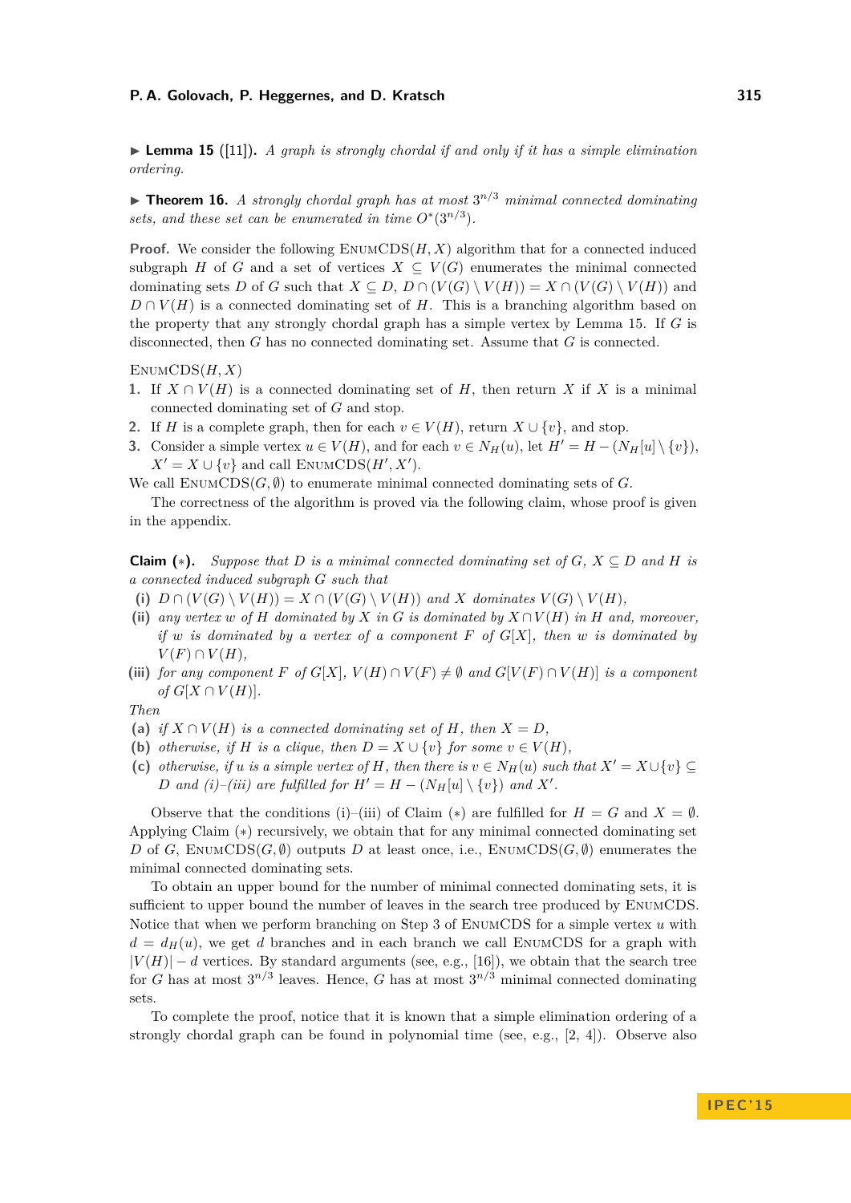▶ **Lemma 15** ([11]). *A graph is strongly chordal if and only if it has a simple elimination ordering.*

▶ **Theorem 16.** *A strongly chordal graph has at most $3^{n/3}$ minimal connected dominating sets, and these set can be enumerated in time $O^*(3^{n/3})$.*

**Proof.** We consider the following EnumCDS$(H, X)$ algorithm that for a connected induced subgraph $H$ of $G$ and a set of vertices $X \subseteq V(G)$ enumerates the minimal connected dominating sets $D$ of $G$ such that $X \subseteq D$, $D \cap (V(G) \setminus V(H)) = X \cap (V(G) \setminus V(H))$ and $D \cap V(H)$ is a connected dominating set of $H$. This is a branching algorithm based on the property that any strongly chordal graph has a simple vertex by Lemma 15. If $G$ is disconnected, then $G$ has no connected dominating set. Assume that $G$ is connected.

EnumCDS$(H, X)$

1. If $X \cap V(H)$ is a connected dominating set of $H$, then return $X$ if $X$ is a minimal connected dominating set of $G$ and stop.
2. If $H$ is a complete graph, then for each $v \in V(H)$, return $X \cup \{v\}$, and stop.
3. Consider a simple vertex $u \in V(H)$, and for each $v \in N_H(u)$, let $H' = H - (N_H[u] \setminus \{v\})$, $X' = X \cup \{v\}$ and call EnumCDS$(H', X')$.

We call EnumCDS$(G, \emptyset)$ to enumerate minimal connected dominating sets of $G$.

The correctness of the algorithm is proved via the following claim, whose proof is given in the appendix.

**Claim** (∗). *Suppose that $D$ is a minimal connected dominating set of $G$, $X \subseteq D$ and $H$ is a connected induced subgraph $G$ such that*

**(i)** *$D \cap (V(G) \setminus V(H)) = X \cap (V(G) \setminus V(H))$ and $X$ dominates $V(G) \setminus V(H)$,*
**(ii)** *any vertex $w$ of $H$ dominated by $X$ in $G$ is dominated by $X \cap V(H)$ in $H$ and, moreover, if $w$ is dominated by a vertex of a component $F$ of $G[X]$, then $w$ is dominated by $V(F) \cap V(H)$,*
**(iii)** *for any component $F$ of $G[X]$, $V(H) \cap V(F) \neq \emptyset$ and $G[V(F) \cap V(H)]$ is a component of $G[X \cap V(H)]$.*

*Then*

**(a)** *if $X \cap V(H)$ is a connected dominating set of $H$, then $X = D$,*
**(b)** *otherwise, if $H$ is a clique, then $D = X \cup \{v\}$ for some $v \in V(H)$,*
**(c)** *otherwise, if $u$ is a simple vertex of $H$, then there is $v \in N_H(u)$ such that $X' = X \cup \{v\} \subseteq D$ and (i)–(iii) are fulfilled for $H' = H - (N_H[u] \setminus \{v\})$ and $X'$.*

Observe that the conditions (i)–(iii) of Claim (∗) are fulfilled for $H = G$ and $X = \emptyset$. Applying Claim (∗) recursively, we obtain that for any minimal connected dominating set $D$ of $G$, EnumCDS$(G, \emptyset)$ outputs $D$ at least once, i.e., EnumCDS$(G, \emptyset)$ enumerates the minimal connected dominating sets.

To obtain an upper bound for the number of minimal connected dominating sets, it is sufficient to upper bound the number of leaves in the search tree produced by EnumCDS. Notice that when we perform branching on Step 3 of EnumCDS for a simple vertex $u$ with $d = d_H(u)$, we get $d$ branches and in each branch we call EnumCDS for a graph with $|V(H)| - d$ vertices. By standard arguments (see, e.g., [16]), we obtain that the search tree for $G$ has at most $3^{n/3}$ leaves. Hence, $G$ has at most $3^{n/3}$ minimal connected dominating sets.

To complete the proof, notice that it is known that a simple elimination ordering of a strongly chordal graph can be found in polynomial time (see, e.g., [2, 4]). Observe also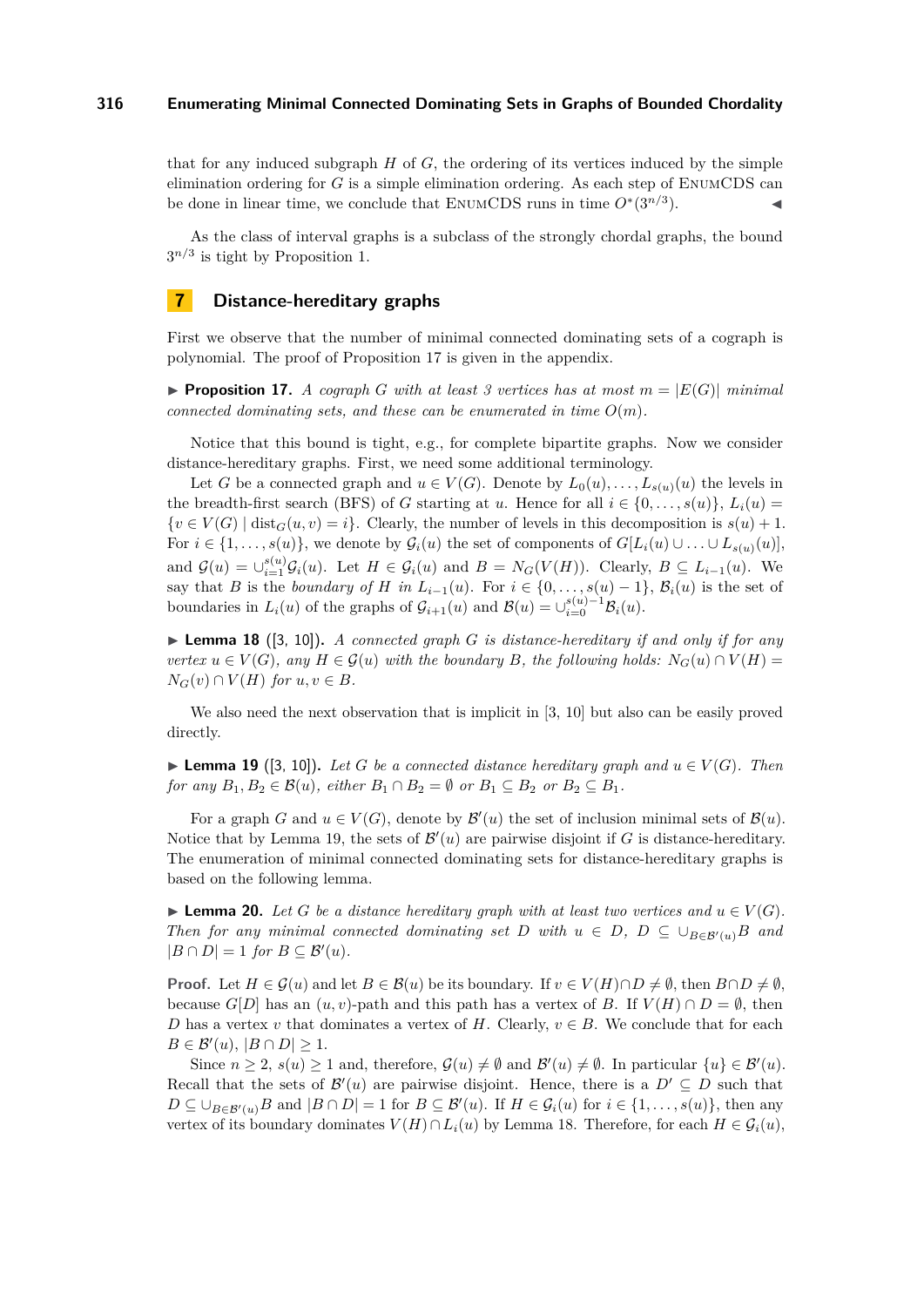that for any induced subgraph $H$ of $G$, the ordering of its vertices induced by the simple elimination ordering for $G$ is a simple elimination ordering. As each step of EnumCDS can be done in linear time, we conclude that EnumCDS runs in time $O^*(3^{n/3})$. ◀

As the class of interval graphs is a subclass of the strongly chordal graphs, the bound $3^{n/3}$ is tight by Proposition 1.

## 7 Distance-hereditary graphs

First we observe that the number of minimal connected dominating sets of a cograph is polynomial. The proof of Proposition 17 is given in the appendix.

▶ **Proposition 17.** *A cograph $G$ with at least 3 vertices has at most $m = |E(G)|$ minimal connected dominating sets, and these can be enumerated in time $O(m)$.*

Notice that this bound is tight, e.g., for complete bipartite graphs. Now we consider distance-hereditary graphs. First, we need some additional terminology.

Let $G$ be a connected graph and $u \in V(G)$. Denote by $L_0(u), \ldots, L_{s(u)}(u)$ the levels in the breadth-first search (BFS) of $G$ starting at $u$. Hence for all $i \in \{0, \ldots, s(u)\}$, $L_i(u) = \{v \in V(G) \mid \text{dist}_G(u, v) = i\}$. Clearly, the number of levels in this decomposition is $s(u)+1$. For $i \in \{1, \ldots, s(u)\}$, we denote by $\mathcal{G}_i(u)$ the set of components of $G[L_i(u) \cup \ldots \cup L_{s(u)}(u)]$, and $\mathcal{G}(u) = \cup_{i=1}^{s(u)} \mathcal{G}_i(u)$. Let $H \in \mathcal{G}_i(u)$ and $B = N_G(V(H))$. Clearly, $B \subseteq L_{i-1}(u)$. We say that $B$ is the *boundary of $H$ in $L_{i-1}(u)$*. For $i \in \{0, \ldots, s(u)-1\}$, $\mathcal{B}_i(u)$ is the set of boundaries in $L_i(u)$ of the graphs of $\mathcal{G}_{i+1}(u)$ and $\mathcal{B}(u) = \cup_{i=0}^{s(u)-1} \mathcal{B}_i(u)$.

▶ **Lemma 18** ([3, 10]). *A connected graph $G$ is distance-hereditary if and only if for any vertex $u \in V(G)$, any $H \in \mathcal{G}(u)$ with the boundary $B$, the following holds: $N_G(u) \cap V(H) = N_G(v) \cap V(H)$ for $u, v \in B$.*

We also need the next observation that is implicit in [3, 10] but also can be easily proved directly.

▶ **Lemma 19** ([3, 10]). *Let $G$ be a connected distance hereditary graph and $u \in V(G)$. Then for any $B_1, B_2 \in \mathcal{B}(u)$, either $B_1 \cap B_2 = \emptyset$ or $B_1 \subseteq B_2$ or $B_2 \subseteq B_1$.*

For a graph $G$ and $u \in V(G)$, denote by $\mathcal{B}'(u)$ the set of inclusion minimal sets of $\mathcal{B}(u)$. Notice that by Lemma 19, the sets of $\mathcal{B}'(u)$ are pairwise disjoint if $G$ is distance-hereditary. The enumeration of minimal connected dominating sets for distance-hereditary graphs is based on the following lemma.

▶ **Lemma 20.** *Let $G$ be a distance hereditary graph with at least two vertices and $u \in V(G)$. Then for any minimal connected dominating set $D$ with $u \in D$, $D \subseteq \cup_{B \in \mathcal{B}'(u)} B$ and $|B \cap D| = 1$ for $B \subseteq \mathcal{B}'(u)$.*

**Proof.** Let $H \in \mathcal{G}(u)$ and let $B \in \mathcal{B}(u)$ be its boundary. If $v \in V(H) \cap D \neq \emptyset$, then $B \cap D \neq \emptyset$, because $G[D]$ has an $(u, v)$-path and this path has a vertex of $B$. If $V(H) \cap D = \emptyset$, then $D$ has a vertex $v$ that dominates a vertex of $H$. Clearly, $v \in B$. We conclude that for each $B \in \mathcal{B}'(u)$, $|B \cap D| \geq 1$.

Since $n \geq 2$, $s(u) \geq 1$ and, therefore, $\mathcal{G}(u) \neq \emptyset$ and $\mathcal{B}'(u) \neq \emptyset$. In particular $\{u\} \in \mathcal{B}'(u)$. Recall that the sets of $\mathcal{B}'(u)$ are pairwise disjoint. Hence, there is a $D' \subseteq D$ such that $D \subseteq \cup_{B \in \mathcal{B}'(u)} B$ and $|B \cap D| = 1$ for $B \subseteq \mathcal{B}'(u)$. If $H \in \mathcal{G}_i(u)$ for $i \in \{1, \ldots, s(u)\}$, then any vertex of its boundary dominates $V(H) \cap L_i(u)$ by Lemma 18. Therefore, for each $H \in \mathcal{G}_i(u)$,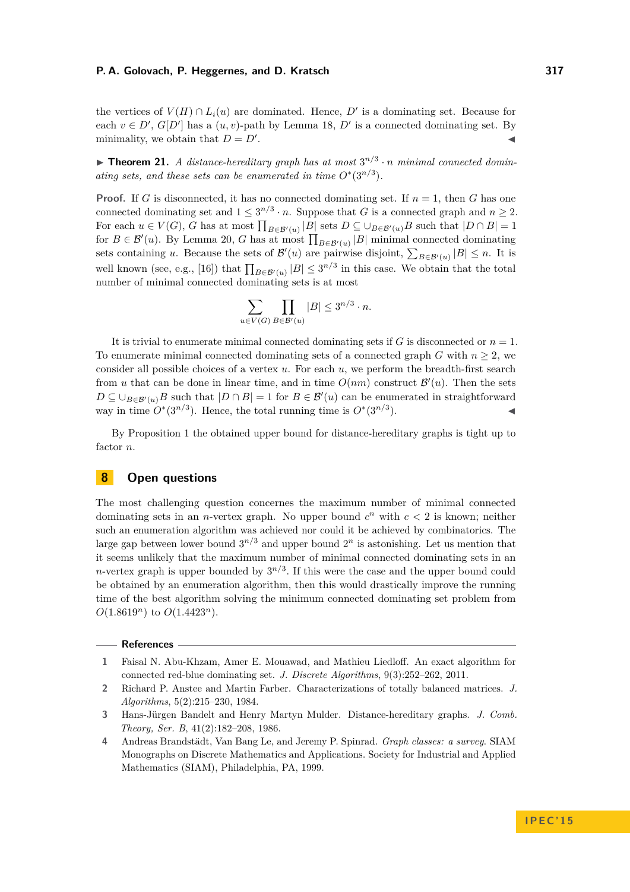the vertices of $V(H) \cap L_i(u)$ are dominated. Hence, $D'$ is a dominating set. Because for each $v \in D'$, $G[D']$ has a $(u,v)$-path by Lemma 18, $D'$ is a connected dominating set. By minimality, we obtain that $D = D'$. ◀

▶ **Theorem 21.** *A distance-hereditary graph has at most $3^{n/3} \cdot n$ minimal connected dominating sets, and these sets can be enumerated in time $O^*(3^{n/3})$.*

**Proof.** If $G$ is disconnected, it has no connected dominating set. If $n = 1$, then $G$ has one connected dominating set and $1 \leq 3^{n/3} \cdot n$. Suppose that $G$ is a connected graph and $n \geq 2$. For each $u \in V(G)$, $G$ has at most $\prod_{B \in \mathcal{B}'(u)} |B|$ sets $D \subseteq \cup_{B \in \mathcal{B}'(u)} B$ such that $|D \cap B| = 1$ for $B \in \mathcal{B}'(u)$. By Lemma 20, $G$ has at most $\prod_{B \in \mathcal{B}'(u)} |B|$ minimal connected dominating sets containing $u$. Because the sets of $\mathcal{B}'(u)$ are pairwise disjoint, $\sum_{B \in \mathcal{B}'(u)} |B| \leq n$. It is well known (see, e.g., [16]) that $\prod_{B \in \mathcal{B}'(u)} |B| \leq 3^{n/3}$ in this case. We obtain that the total number of minimal connected dominating sets is at most

$$\sum_{u \in V(G)} \prod_{B \in \mathcal{B}'(u)} |B| \leq 3^{n/3} \cdot n.$$

It is trivial to enumerate minimal connected dominating sets if $G$ is disconnected or $n = 1$. To enumerate minimal connected dominating sets of a connected graph $G$ with $n \geq 2$, we consider all possible choices of a vertex $u$. For each $u$, we perform the breadth-first search from $u$ that can be done in linear time, and in time $O(nm)$ construct $\mathcal{B}'(u)$. Then the sets $D \subseteq \cup_{B \in \mathcal{B}'(u)} B$ such that $|D \cap B| = 1$ for $B \in \mathcal{B}'(u)$ can be enumerated in straightforward way in time $O^*(3^{n/3})$. Hence, the total running time is $O^*(3^{n/3})$. ◀

By Proposition 1 the obtained upper bound for distance-hereditary graphs is tight up to factor $n$.

## 8 Open questions

The most challenging question concerns the maximum number of minimal connected dominating sets in an $n$-vertex graph. No upper bound $c^n$ with $c < 2$ is known; neither such an enumeration algorithm was achieved nor could it be achieved by combinatorics. The large gap between lower bound $3^{n/3}$ and upper bound $2^n$ is astonishing. Let us mention that it seems unlikely that the maximum number of minimal connected dominating sets in an $n$-vertex graph is upper bounded by $3^{n/3}$. If this were the case and the upper bound could be obtained by an enumeration algorithm, then this would drastically improve the running time of the best algorithm solving the minimum connected dominating set problem from $O(1.8619^n)$ to $O(1.4423^n)$.

### References

1. Faisal N. Abu-Khzam, Amer E. Mouawad, and Mathieu Liedloff. An exact algorithm for connected red-blue dominating set. *J. Discrete Algorithms*, 9(3):252–262, 2011.
2. Richard P. Anstee and Martin Farber. Characterizations of totally balanced matrices. *J. Algorithms*, 5(2):215–230, 1984.
3. Hans-Jürgen Bandelt and Henry Martyn Mulder. Distance-hereditary graphs. *J. Comb. Theory, Ser. B*, 41(2):182–208, 1986.
4. Andreas Brandstädt, Van Bang Le, and Jeremy P. Spinrad. *Graph classes: a survey*. SIAM Monographs on Discrete Mathematics and Applications. Society for Industrial and Applied Mathematics (SIAM), Philadelphia, PA, 1999.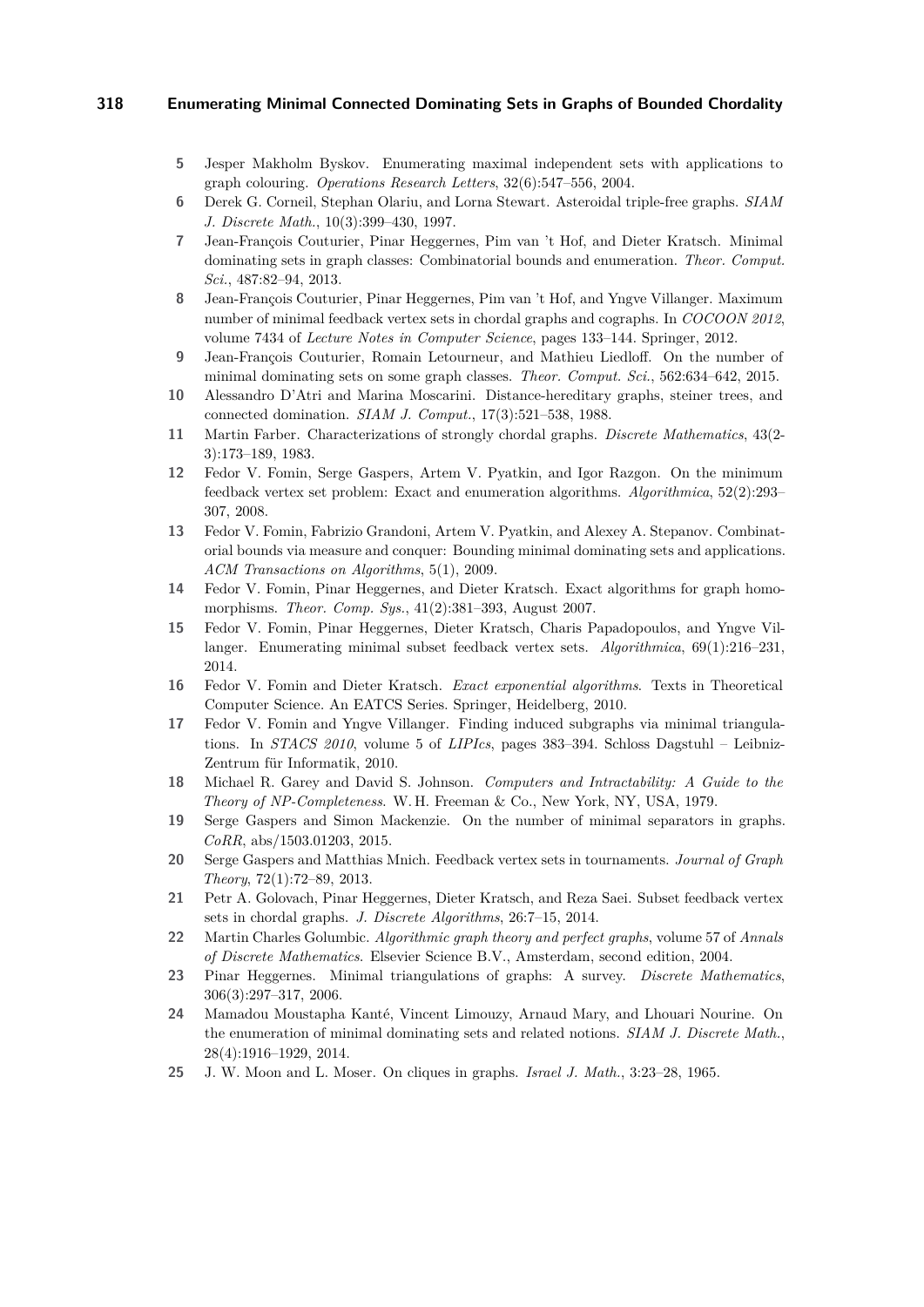5. Jesper Makholm Byskov. Enumerating maximal independent sets with applications to graph colouring. *Operations Research Letters*, 32(6):547–556, 2004.
6. Derek G. Corneil, Stephan Olariu, and Lorna Stewart. Asteroidal triple-free graphs. *SIAM J. Discrete Math.*, 10(3):399–430, 1997.
7. Jean-François Couturier, Pinar Heggernes, Pim van 't Hof, and Dieter Kratsch. Minimal dominating sets in graph classes: Combinatorial bounds and enumeration. *Theor. Comput. Sci.*, 487:82–94, 2013.
8. Jean-François Couturier, Pinar Heggernes, Pim van 't Hof, and Yngve Villanger. Maximum number of minimal feedback vertex sets in chordal graphs and cographs. In *COCOON 2012*, volume 7434 of *Lecture Notes in Computer Science*, pages 133–144. Springer, 2012.
9. Jean-François Couturier, Romain Letourneur, and Mathieu Liedloff. On the number of minimal dominating sets on some graph classes. *Theor. Comput. Sci.*, 562:634–642, 2015.
10. Alessandro D'Atri and Marina Moscarini. Distance-hereditary graphs, steiner trees, and connected domination. *SIAM J. Comput.*, 17(3):521–538, 1988.
11. Martin Farber. Characterizations of strongly chordal graphs. *Discrete Mathematics*, 43(2-3):173–189, 1983.
12. Fedor V. Fomin, Serge Gaspers, Artem V. Pyatkin, and Igor Razgon. On the minimum feedback vertex set problem: Exact and enumeration algorithms. *Algorithmica*, 52(2):293–307, 2008.
13. Fedor V. Fomin, Fabrizio Grandoni, Artem V. Pyatkin, and Alexey A. Stepanov. Combinatorial bounds via measure and conquer: Bounding minimal dominating sets and applications. *ACM Transactions on Algorithms*, 5(1), 2009.
14. Fedor V. Fomin, Pinar Heggernes, and Dieter Kratsch. Exact algorithms for graph homomorphisms. *Theor. Comp. Sys.*, 41(2):381–393, August 2007.
15. Fedor V. Fomin, Pinar Heggernes, Dieter Kratsch, Charis Papadopoulos, and Yngve Villanger. Enumerating minimal subset feedback vertex sets. *Algorithmica*, 69(1):216–231, 2014.
16. Fedor V. Fomin and Dieter Kratsch. *Exact exponential algorithms*. Texts in Theoretical Computer Science. An EATCS Series. Springer, Heidelberg, 2010.
17. Fedor V. Fomin and Yngve Villanger. Finding induced subgraphs via minimal triangulations. In *STACS 2010*, volume 5 of *LIPIcs*, pages 383–394. Schloss Dagstuhl – Leibniz-Zentrum für Informatik, 2010.
18. Michael R. Garey and David S. Johnson. *Computers and Intractability: A Guide to the Theory of NP-Completeness*. W. H. Freeman & Co., New York, NY, USA, 1979.
19. Serge Gaspers and Simon Mackenzie. On the number of minimal separators in graphs. *CoRR*, abs/1503.01203, 2015.
20. Serge Gaspers and Matthias Mnich. Feedback vertex sets in tournaments. *Journal of Graph Theory*, 72(1):72–89, 2013.
21. Petr A. Golovach, Pinar Heggernes, Dieter Kratsch, and Reza Saei. Subset feedback vertex sets in chordal graphs. *J. Discrete Algorithms*, 26:7–15, 2014.
22. Martin Charles Golumbic. *Algorithmic graph theory and perfect graphs*, volume 57 of *Annals of Discrete Mathematics*. Elsevier Science B.V., Amsterdam, second edition, 2004.
23. Pinar Heggernes. Minimal triangulations of graphs: A survey. *Discrete Mathematics*, 306(3):297–317, 2006.
24. Mamadou Moustapha Kanté, Vincent Limouzy, Arnaud Mary, and Lhouari Nourine. On the enumeration of minimal dominating sets and related notions. *SIAM J. Discrete Math.*, 28(4):1916–1929, 2014.
25. J. W. Moon and L. Moser. On cliques in graphs. *Israel J. Math.*, 3:23–28, 1965.